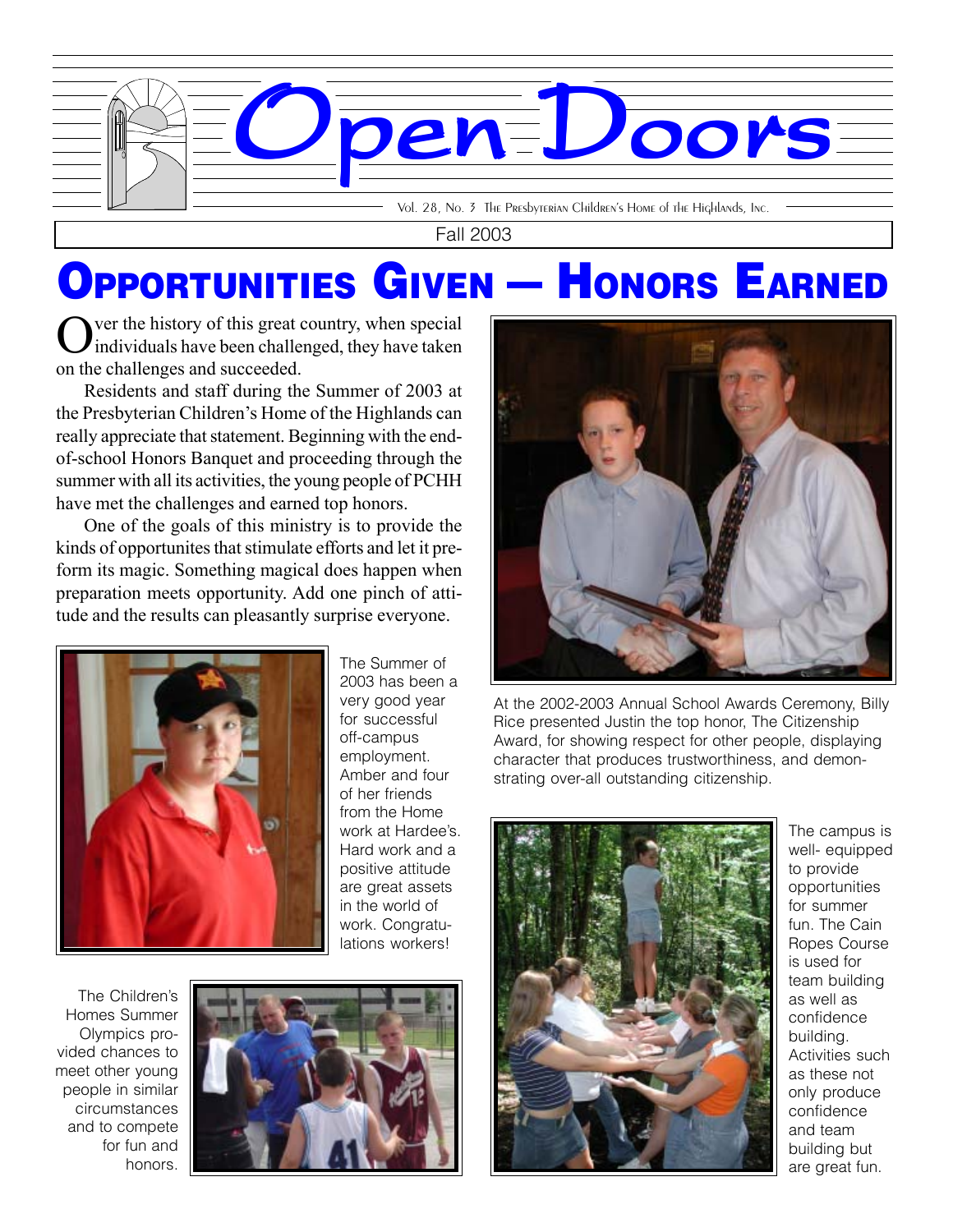# Open Doors

Vol. 28, No. 3 The Presbyterian Children's Home of the Highlands, Inc.

Fall 2003

## Opportunities Given — Honors Earned

Over the history of this great country, when special individuals have been challenged, they have taken on the challenges and succeeded.

Residents and staff during the Summer of 2003 at the Presbyterian Children's Home of the Highlands can really appreciate that statement. Beginning with the end-of-school Honors Banquet and proceeding through the summer with all its activities, the young people of PCHH have met the challenges and earned top honors.

One of the goals of this ministry is to provide the kinds of opportunites that stimulate efforts and let it preform its magic. Something magical does happen when preparation meets opportunity. Add one pinch of attitude and the results can pleasantly surprise everyone.

The Summer of 2003 has been a very good year for successful off-campus employment. Amber and four of her friends from the Home work at Hardee's. Hard work and a positive attitude are great assets in the world of work. Congratulations workers!

The Children's Homes Summer Olympics provided chances to meet other young people in similar circumstances and to compete for fun and honors.

At the 2002-2003 Annual School Awards Ceremony, Billy Rice presented Justin the top honor, The Citizenship Award, for showing respect for other people, displaying character that produces trustworthiness, and demonstrating over-all outstanding citizenship.

The campus is well- equipped to provide opportunities for summer fun. The Cain Ropes Course is used for team building as well as confidence building. Activities such as these not only produce confidence and team building but are great fun.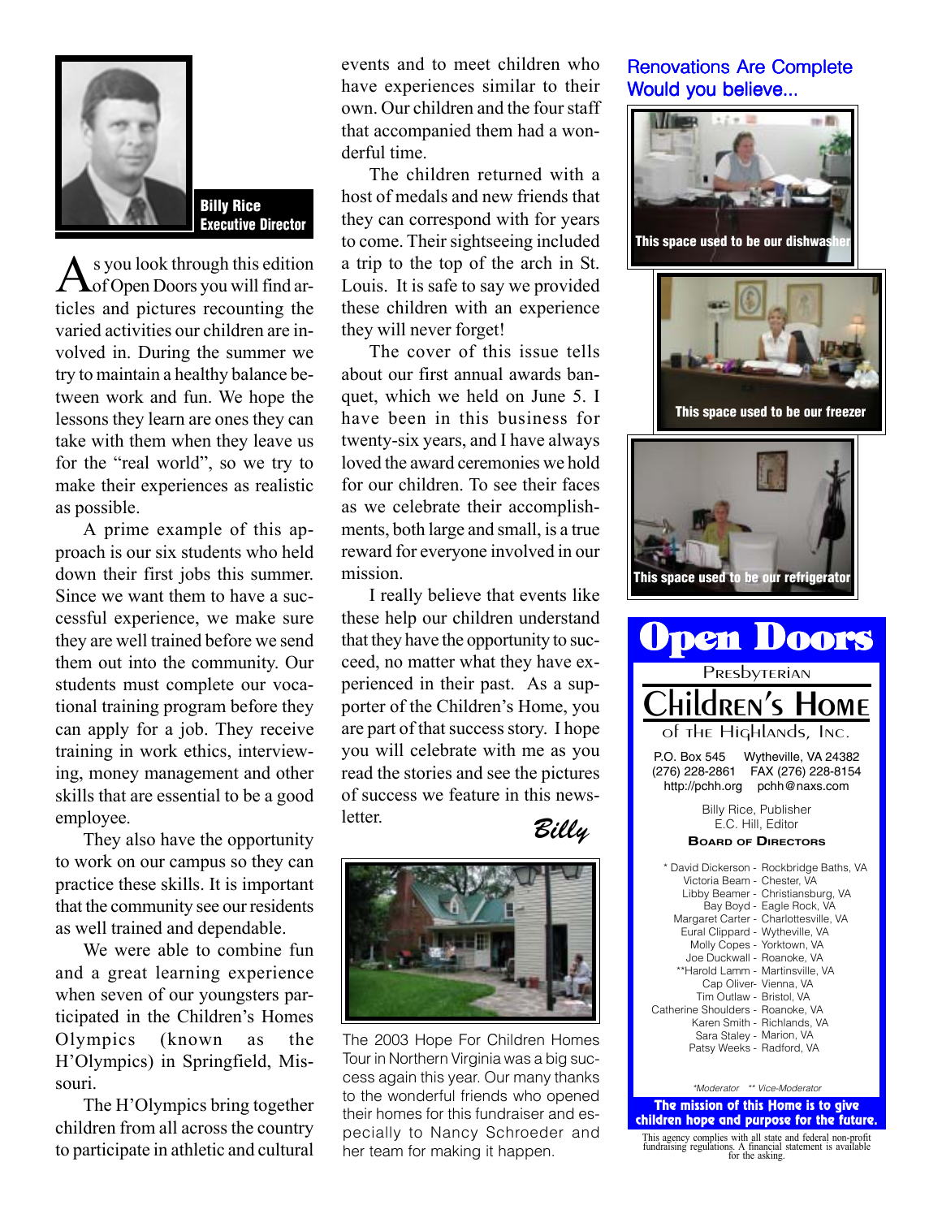**Billy Rice**
**Executive Director**

As you look through this edition of Open Doors you will find articles and pictures recounting the varied activities our children are involved in. During the summer we try to maintain a healthy balance between work and fun. We hope the lessons they learn are ones they can take with them when they leave us for the "real world", so we try to make their experiences as realistic as possible.

A prime example of this approach is our six students who held down their first jobs this summer. Since we want them to have a successful experience, we make sure they are well trained before we send them out into the community. Our students must complete our vocational training program before they can apply for a job. They receive training in work ethics, interviewing, money management and other skills that are essential to be a good employee.

They also have the opportunity to work on our campus so they can practice these skills. It is important that the community see our residents as well trained and dependable.

We were able to combine fun and a great learning experience when seven of our youngsters participated in the Children's Homes Olympics (known as the H'Olympics) in Springfield, Missouri.

The H'Olympics bring together children from all across the country to participate in athletic and cultural events and to meet children who have experiences similar to their own. Our children and the four staff that accompanied them had a wonderful time.

The children returned with a host of medals and new friends that they can correspond with for years to come. Their sightseeing included a trip to the top of the arch in St. Louis. It is safe to say we provided these children with an experience they will never forget!

The cover of this issue tells about our first annual awards banquet, which we held on June 5. I have been in this business for twenty-six years, and I have always loved the award ceremonies we hold for our children. To see their faces as we celebrate their accomplishments, both large and small, is a true reward for everyone involved in our mission.

I really believe that events like these help our children understand that they have the opportunity to succeed, no matter what they have experienced in their past. As a supporter of the Children's Home, you are part of that success story. I hope you will celebrate with me as you read the stories and see the pictures of success we feature in this newsletter.

*Billy*

The 2003 Hope For Children Homes Tour in Northern Virginia was a big success again this year. Our many thanks to the wonderful friends who opened their homes for this fundraiser and especially to Nancy Schroeder and her team for making it happen.

## Renovations Are Complete
## Would you believe...

**This space used to be our dishwasher**

**This space used to be our freezer**

**This space used to be our refrigerator**

# Open Doors

Presbyterian
Children's Home
of the Highlands, Inc.

P.O. Box 545 Wytheville, VA 24382
(276) 228-2861 FAX (276) 228-8154
http://pchh.org pchh@naxs.com

Billy Rice, Publisher
E.C. Hill, Editor

**Board of Directors**

* David Dickerson - Rockbridge Baths, VA
Victoria Beam - Chester, VA
Libby Beamer - Christiansburg, VA
Bay Boyd - Eagle Rock, VA
Margaret Carter - Charlottesville, VA
Eural Clippard - Wytheville, VA
Molly Copes - Yorktown, VA
Joe Duckwall - Roanoke, VA
**Harold Lamm - Martinsville, VA
Cap Oliver- Vienna, VA
Tim Outlaw - Bristol, VA
Catherine Shoulders - Roanoke, VA
Karen Smith - Richlands, VA
Sara Staley - Marion, VA
Patsy Weeks - Radford, VA

*Moderator ** Vice-Moderator

**The mission of this Home is to give children hope and purpose for the future.**

This agency complies with all state and federal non-profit fundraising regulations. A financial statement is available for the asking.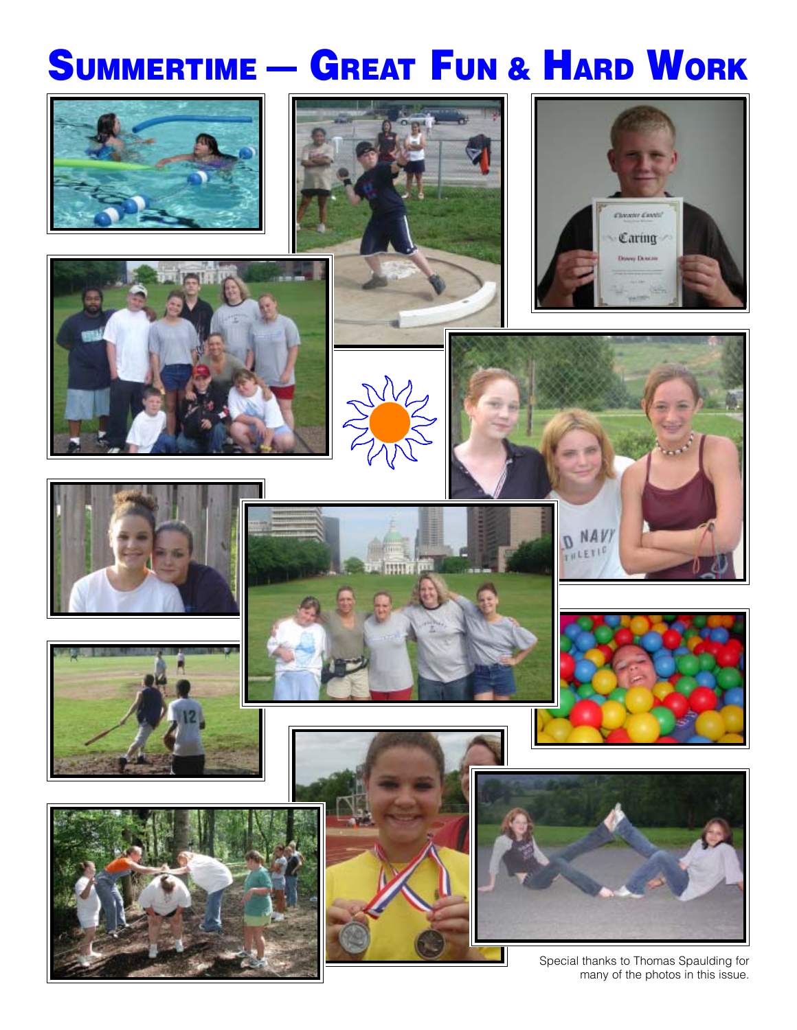# Summertime — Great Fun & Hard Work

Special thanks to Thomas Spaulding for many of the photos in this issue.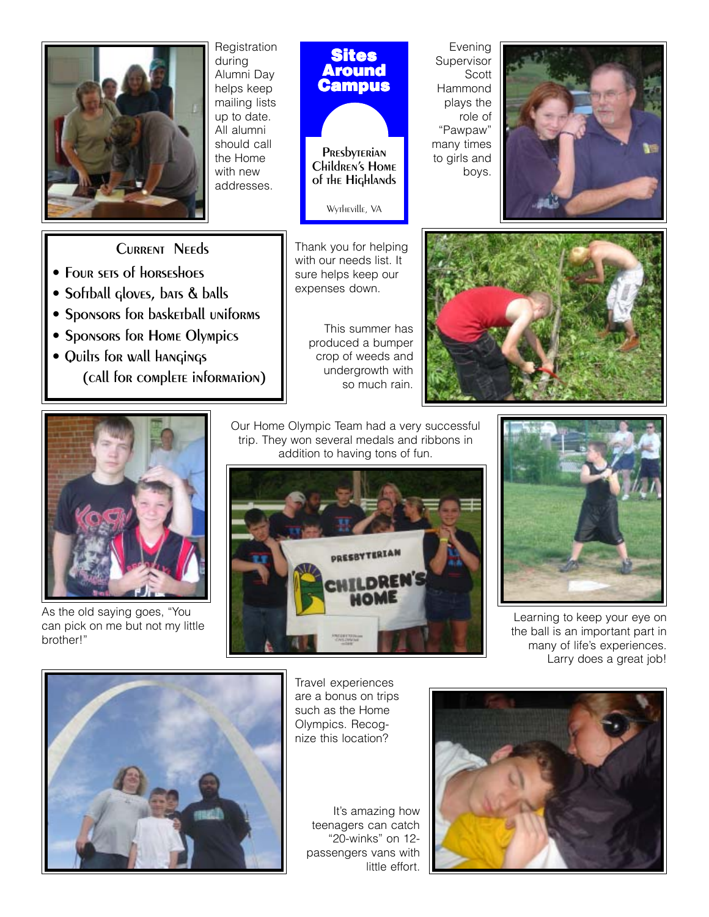Registration during Alumni Day helps keep mailing lists up to date. All alumni should call the Home with new addresses.

# Sites Around Campus

Presbyterian Children's Home of the Highlands

Wytheville, VA

Evening Supervisor Scott Hammond plays the role of "Pawpaw" many times to girls and boys.

## Current Needs

- Four sets of horseshoes
- Softball gloves, bats & balls
- Sponsors for basketball uniforms
- Sponsors for Home Olympics
- Quilts for wall hangings
  (call for complete information)

Thank you for helping with our needs list. It sure helps keep our expenses down.

This summer has produced a bumper crop of weeds and undergrowth with so much rain.

As the old saying goes, "You can pick on me but not my little brother!"

Our Home Olympic Team had a very successful trip. They won several medals and ribbons in addition to having tons of fun.

Learning to keep your eye on the ball is an important part in many of life's experiences. Larry does a great job!

Travel experiences are a bonus on trips such as the Home Olympics. Recognize this location?

It's amazing how teenagers can catch "20-winks" on 12-passengers vans with little effort.